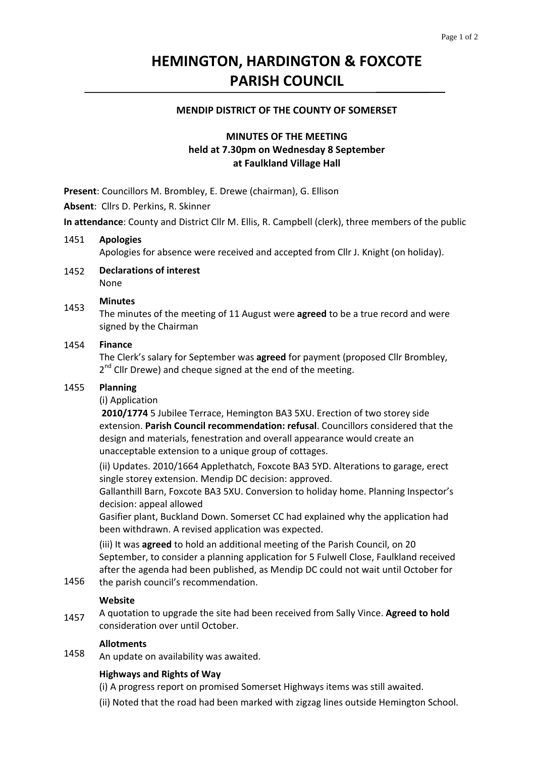# HEMINGTON, HARDINGTON & FOXCOTE PARISH COUNCIL

### MENDIP DISTRICT OF THE COUNTY OF SOMERSET

### MINUTES OF THE MEETING held at 7.30pm on Wednesday 8 September at Faulkland Village Hall

**Present**: Councillors M. Brombley, E. Drewe (chairman), G. Ellison

**Absent**: Cllrs D. Perkins, R. Skinner

**In attendance**: County and District Cllr M. Ellis, R. Campbell (clerk), three members of the public

1451 **Apologies**
Apologies for absence were received and accepted from Cllr J. Knight (on holiday).

1452 **Declarations of interest**
None

1453 **Minutes**
The minutes of the meeting of 11 August were **agreed** to be a true record and were signed by the Chairman

1454 **Finance**
The Clerk's salary for September was **agreed** for payment (proposed Cllr Brombley, 2nd Cllr Drewe) and cheque signed at the end of the meeting.

1455 **Planning**
(i) Application
**2010/1774** 5 Jubilee Terrace, Hemington BA3 5XU. Erection of two storey side extension. **Parish Council recommendation: refusal**. Councillors considered that the design and materials, fenestration and overall appearance would create an unacceptable extension to a unique group of cottages.

(ii) Updates. 2010/1664 Applethatch, Foxcote BA3 5YD. Alterations to garage, erect single storey extension. Mendip DC decision: approved.
Gallanthill Barn, Foxcote BA3 5XU. Conversion to holiday home. Planning Inspector's decision: appeal allowed
Gasifier plant, Buckland Down. Somerset CC had explained why the application had been withdrawn. A revised application was expected.

(iii) It was **agreed** to hold an additional meeting of the Parish Council, on 20 September, to consider a planning application for 5 Fulwell Close, Faulkland received after the agenda had been published, as Mendip DC could not wait until October for the parish council's recommendation.

1456 **Website**
A quotation to upgrade the site had been received from Sally Vince. **Agreed to hold** consideration over until October.

1457 **Allotments**
An update on availability was awaited.

1458 **Highways and Rights of Way**
(i) A progress report on promised Somerset Highways items was still awaited.

(ii) Noted that the road had been marked with zigzag lines outside Hemington School.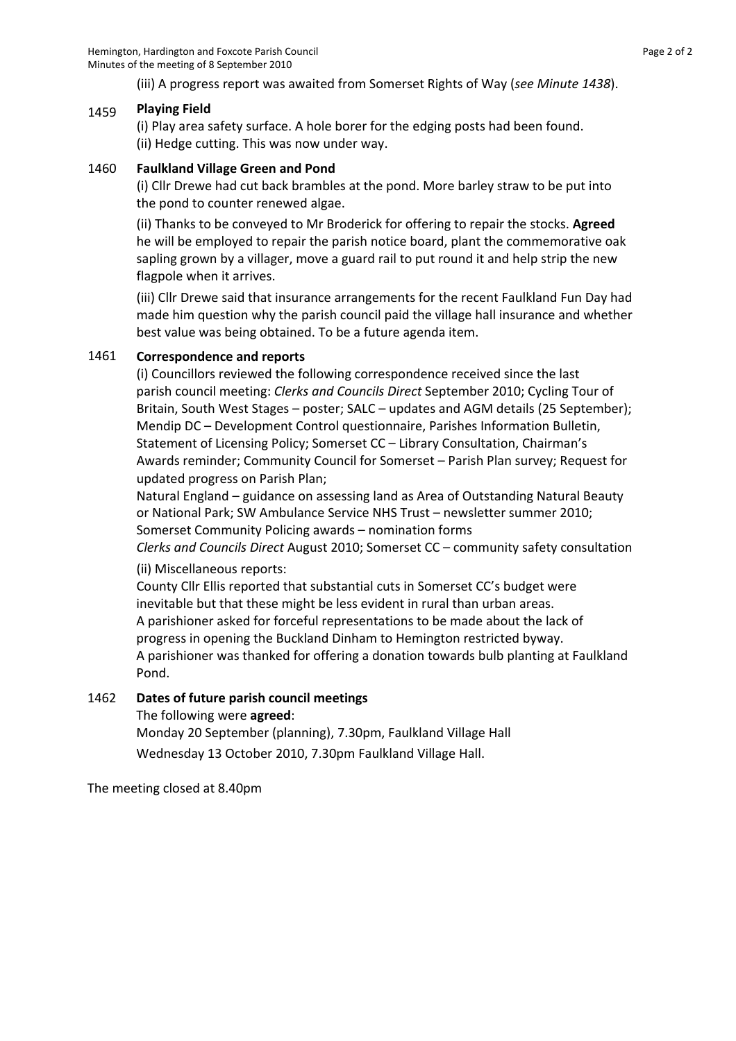(iii) A progress report was awaited from Somerset Rights of Way (*see Minute 1438*).

1459 **Playing Field**

(i) Play area safety surface. A hole borer for the edging posts had been found.
(ii) Hedge cutting. This was now under way.

1460 **Faulkland Village Green and Pond**

(i) Cllr Drewe had cut back brambles at the pond. More barley straw to be put into the pond to counter renewed algae.

(ii) Thanks to be conveyed to Mr Broderick for offering to repair the stocks. **Agreed** he will be employed to repair the parish notice board, plant the commemorative oak sapling grown by a villager, move a guard rail to put round it and help strip the new flagpole when it arrives.

(iii) Cllr Drewe said that insurance arrangements for the recent Faulkland Fun Day had made him question why the parish council paid the village hall insurance and whether best value was being obtained. To be a future agenda item.

1461 **Correspondence and reports**

(i) Councillors reviewed the following correspondence received since the last parish council meeting: *Clerks and Councils Direct* September 2010; Cycling Tour of Britain, South West Stages – poster; SALC – updates and AGM details (25 September); Mendip DC – Development Control questionnaire, Parishes Information Bulletin, Statement of Licensing Policy; Somerset CC – Library Consultation, Chairman's Awards reminder; Community Council for Somerset – Parish Plan survey; Request for updated progress on Parish Plan;
Natural England – guidance on assessing land as Area of Outstanding Natural Beauty or National Park; SW Ambulance Service NHS Trust – newsletter summer 2010; Somerset Community Policing awards – nomination forms
*Clerks and Councils Direct* August 2010; Somerset CC – community safety consultation

(ii) Miscellaneous reports:
County Cllr Ellis reported that substantial cuts in Somerset CC's budget were inevitable but that these might be less evident in rural than urban areas.
A parishioner asked for forceful representations to be made about the lack of progress in opening the Buckland Dinham to Hemington restricted byway.
A parishioner was thanked for offering a donation towards bulb planting at Faulkland Pond.

1462 **Dates of future parish council meetings**

The following were **agreed**:
Monday 20 September (planning), 7.30pm, Faulkland Village Hall
Wednesday 13 October 2010, 7.30pm Faulkland Village Hall.

The meeting closed at 8.40pm